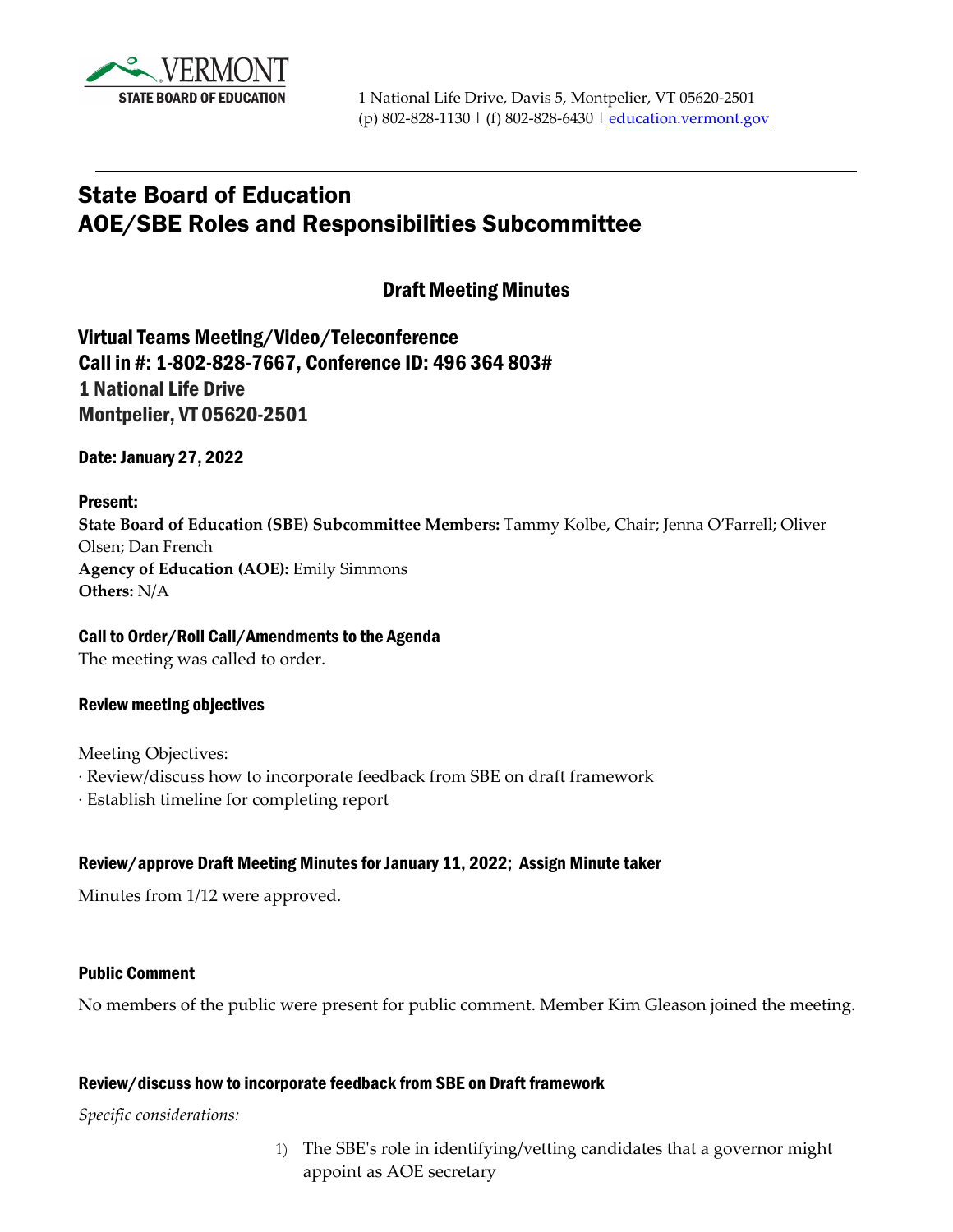VERMONT
STATE BOARD OF EDUCATION

1 National Life Drive, Davis 5, Montpelier, VT 05620-2501
(p) 802-828-1130 | (f) 802-828-6430 | education.vermont.gov

# State Board of Education
# AOE/SBE Roles and Responsibilities Subcommittee

## Draft Meeting Minutes

### Virtual Teams Meeting/Video/Teleconference
### Call in #: 1-802-828-7667, Conference ID: 496 364 803#
### 1 National Life Drive
### Montpelier, VT 05620-2501

**Date: January 27, 2022**

**Present:**
**State Board of Education (SBE) Subcommittee Members:** Tammy Kolbe, Chair; Jenna O'Farrell; Oliver Olsen; Dan French
**Agency of Education (AOE):** Emily Simmons
**Others:** N/A

**Call to Order/Roll Call/Amendments to the Agenda**
The meeting was called to order.

**Review meeting objectives**

Meeting Objectives:
· Review/discuss how to incorporate feedback from SBE on draft framework
· Establish timeline for completing report

**Review/approve Draft Meeting Minutes for January 11, 2022; Assign Minute taker**

Minutes from 1/12 were approved.

**Public Comment**

No members of the public were present for public comment. Member Kim Gleason joined the meeting.

**Review/discuss how to incorporate feedback from SBE on Draft framework**

*Specific considerations:*

1) The SBE's role in identifying/vetting candidates that a governor might appoint as AOE secretary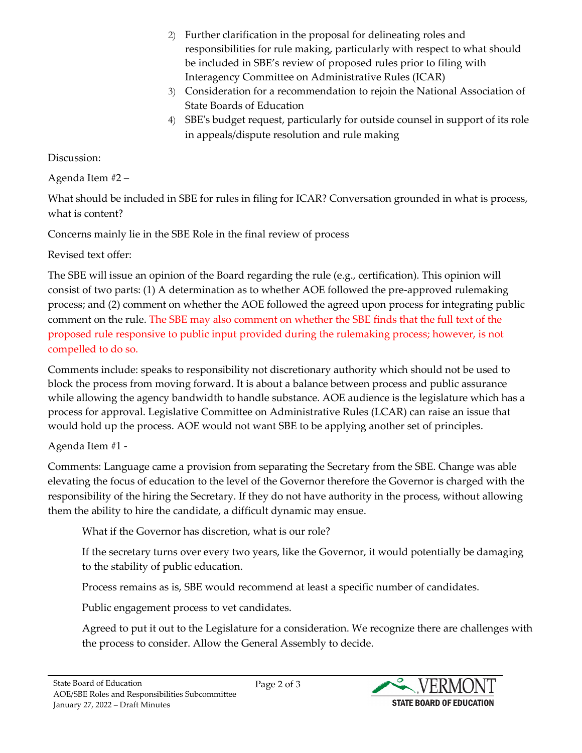2) Further clarification in the proposal for delineating roles and responsibilities for rule making, particularly with respect to what should be included in SBE's review of proposed rules prior to filing with Interagency Committee on Administrative Rules (ICAR)
3) Consideration for a recommendation to rejoin the National Association of State Boards of Education
4) SBE's budget request, particularly for outside counsel in support of its role in appeals/dispute resolution and rule making

Discussion:

Agenda Item #2 –

What should be included in SBE for rules in filing for ICAR? Conversation grounded in what is process, what is content?

Concerns mainly lie in the SBE Role in the final review of process

Revised text offer:

The SBE will issue an opinion of the Board regarding the rule (e.g., certification). This opinion will consist of two parts: (1) A determination as to whether AOE followed the pre-approved rulemaking process; and (2) comment on whether the AOE followed the agreed upon process for integrating public comment on the rule. The SBE may also comment on whether the SBE finds that the full text of the proposed rule responsive to public input provided during the rulemaking process; however, is not compelled to do so.

Comments include: speaks to responsibility not discretionary authority which should not be used to block the process from moving forward. It is about a balance between process and public assurance while allowing the agency bandwidth to handle substance. AOE audience is the legislature which has a process for approval. Legislative Committee on Administrative Rules (LCAR) can raise an issue that would hold up the process. AOE would not want SBE to be applying another set of principles.

Agenda Item #1 -

Comments: Language came a provision from separating the Secretary from the SBE. Change was able elevating the focus of education to the level of the Governor therefore the Governor is charged with the responsibility of the hiring the Secretary. If they do not have authority in the process, without allowing them the ability to hire the candidate, a difficult dynamic may ensue.

> What if the Governor has discretion, what is our role?
>
> If the secretary turns over every two years, like the Governor, it would potentially be damaging to the stability of public education.
>
> Process remains as is, SBE would recommend at least a specific number of candidates.
>
> Public engagement process to vet candidates.
>
> Agreed to put it out to the Legislature for a consideration. We recognize there are challenges with the process to consider. Allow the General Assembly to decide.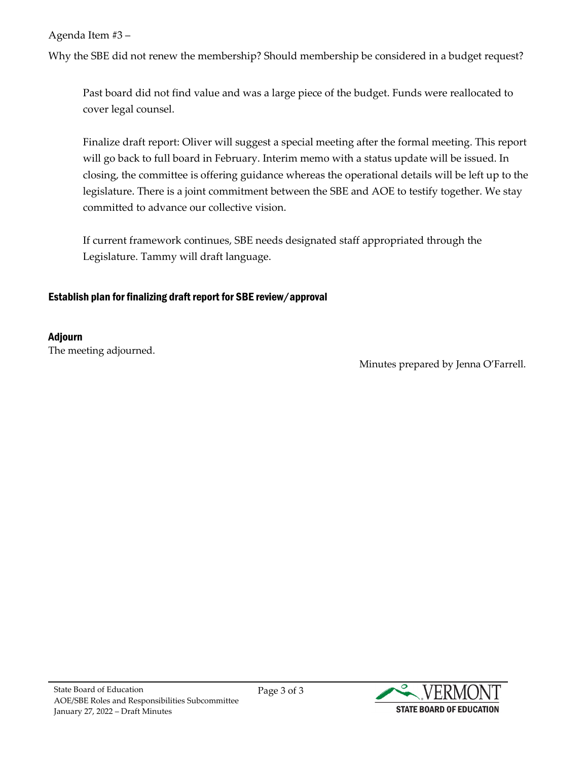Agenda Item #3 –

Why the SBE did not renew the membership? Should membership be considered in a budget request?

> Past board did not find value and was a large piece of the budget. Funds were reallocated to cover legal counsel.
>
> Finalize draft report: Oliver will suggest a special meeting after the formal meeting. This report will go back to full board in February. Interim memo with a status update will be issued. In closing, the committee is offering guidance whereas the operational details will be left up to the legislature. There is a joint commitment between the SBE and AOE to testify together. We stay committed to advance our collective vision.
>
> If current framework continues, SBE needs designated staff appropriated through the Legislature. Tammy will draft language.

## Establish plan for finalizing draft report for SBE review/approval

## Adjourn

The meeting adjourned.

Minutes prepared by Jenna O'Farrell.